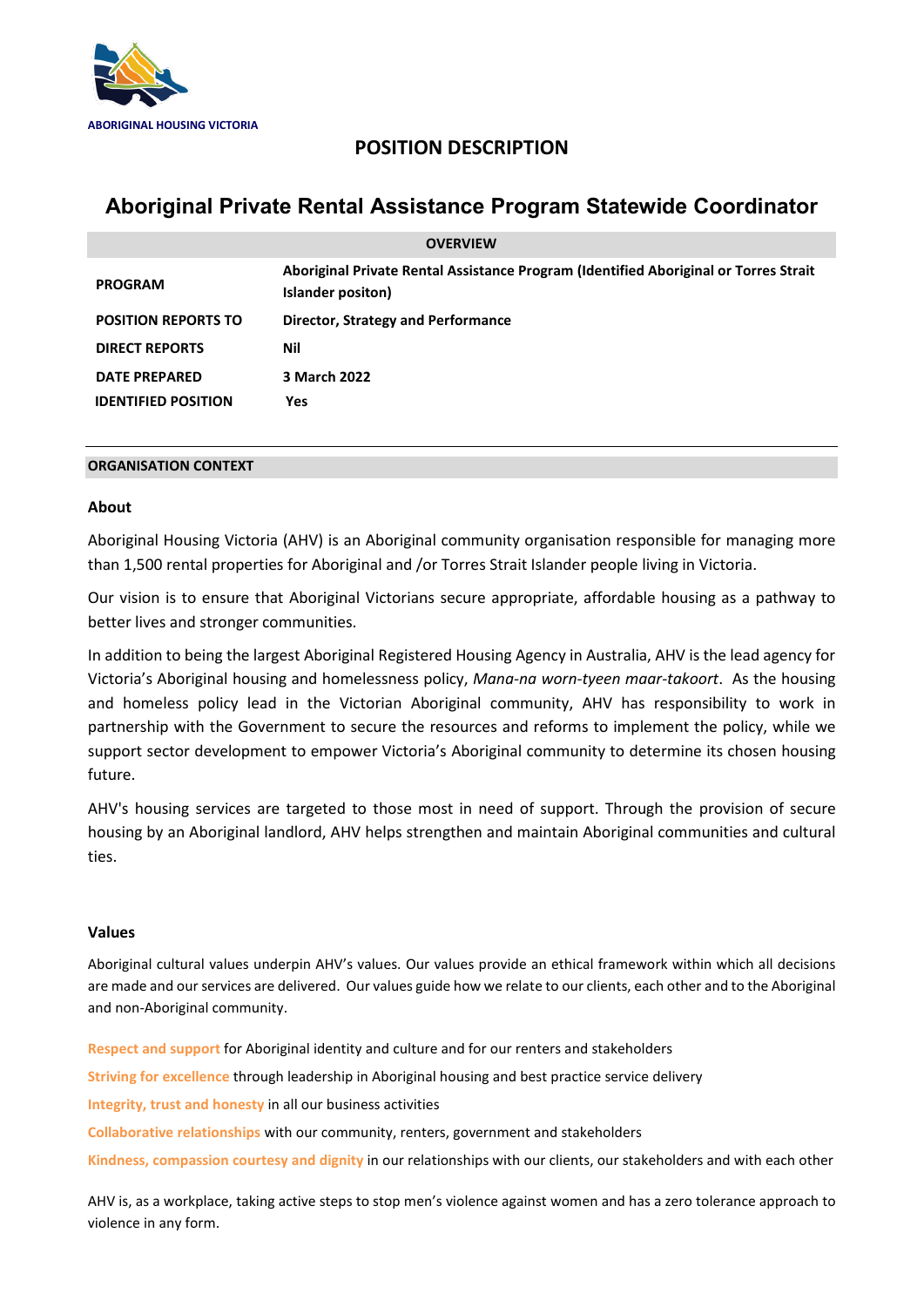ABORIGINAL HOUSING VICTORIA

# POSITION DESCRIPTION

## Aboriginal Private Rental Assistance Program Statewide Coordinator

| OVERVIEW | |
|---|---|
| **PROGRAM** | **Aboriginal Private Rental Assistance Program (Identified Aboriginal or Torres Strait Islander positon)** |
| **POSITION REPORTS TO** | **Director, Strategy and Performance** |
| **DIRECT REPORTS** | **Nil** |
| **DATE PREPARED** | **3 March 2022** |
| **IDENTIFIED POSITION** | **Yes** |

### ORGANISATION CONTEXT

**About**

Aboriginal Housing Victoria (AHV) is an Aboriginal community organisation responsible for managing more than 1,500 rental properties for Aboriginal and /or Torres Strait Islander people living in Victoria.

Our vision is to ensure that Aboriginal Victorians secure appropriate, affordable housing as a pathway to better lives and stronger communities.

In addition to being the largest Aboriginal Registered Housing Agency in Australia, AHV is the lead agency for Victoria's Aboriginal housing and homelessness policy, *Mana-na worn-tyeen maar-takoort*. As the housing and homeless policy lead in the Victorian Aboriginal community, AHV has responsibility to work in partnership with the Government to secure the resources and reforms to implement the policy, while we support sector development to empower Victoria's Aboriginal community to determine its chosen housing future.

AHV's housing services are targeted to those most in need of support. Through the provision of secure housing by an Aboriginal landlord, AHV helps strengthen and maintain Aboriginal communities and cultural ties.

**Values**

Aboriginal cultural values underpin AHV's values. Our values provide an ethical framework within which all decisions are made and our services are delivered. Our values guide how we relate to our clients, each other and to the Aboriginal and non-Aboriginal community.

**Respect and support** for Aboriginal identity and culture and for our renters and stakeholders

**Striving for excellence** through leadership in Aboriginal housing and best practice service delivery

**Integrity, trust and honesty** in all our business activities

**Collaborative relationships** with our community, renters, government and stakeholders

**Kindness, compassion courtesy and dignity** in our relationships with our clients, our stakeholders and with each other

AHV is, as a workplace, taking active steps to stop men's violence against women and has a zero tolerance approach to violence in any form.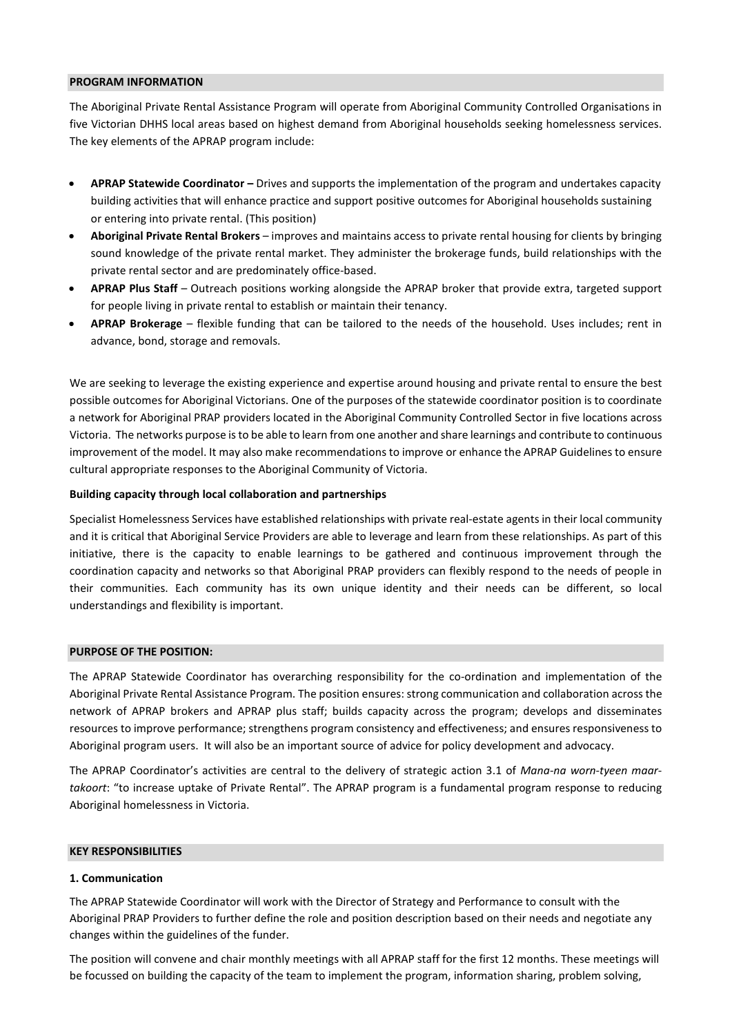## PROGRAM INFORMATION

The Aboriginal Private Rental Assistance Program will operate from Aboriginal Community Controlled Organisations in five Victorian DHHS local areas based on highest demand from Aboriginal households seeking homelessness services. The key elements of the APRAP program include:

- **APRAP Statewide Coordinator –** Drives and supports the implementation of the program and undertakes capacity building activities that will enhance practice and support positive outcomes for Aboriginal households sustaining or entering into private rental. (This position)
- **Aboriginal Private Rental Brokers** – improves and maintains access to private rental housing for clients by bringing sound knowledge of the private rental market. They administer the brokerage funds, build relationships with the private rental sector and are predominately office-based.
- **APRAP Plus Staff** – Outreach positions working alongside the APRAP broker that provide extra, targeted support for people living in private rental to establish or maintain their tenancy.
- **APRAP Brokerage** – flexible funding that can be tailored to the needs of the household. Uses includes; rent in advance, bond, storage and removals.

We are seeking to leverage the existing experience and expertise around housing and private rental to ensure the best possible outcomes for Aboriginal Victorians. One of the purposes of the statewide coordinator position is to coordinate a network for Aboriginal PRAP providers located in the Aboriginal Community Controlled Sector in five locations across Victoria. The networks purpose is to be able to learn from one another and share learnings and contribute to continuous improvement of the model. It may also make recommendations to improve or enhance the APRAP Guidelines to ensure cultural appropriate responses to the Aboriginal Community of Victoria.

**Building capacity through local collaboration and partnerships**

Specialist Homelessness Services have established relationships with private real-estate agents in their local community and it is critical that Aboriginal Service Providers are able to leverage and learn from these relationships. As part of this initiative, there is the capacity to enable learnings to be gathered and continuous improvement through the coordination capacity and networks so that Aboriginal PRAP providers can flexibly respond to the needs of people in their communities. Each community has its own unique identity and their needs can be different, so local understandings and flexibility is important.

## PURPOSE OF THE POSITION:

The APRAP Statewide Coordinator has overarching responsibility for the co-ordination and implementation of the Aboriginal Private Rental Assistance Program. The position ensures: strong communication and collaboration across the network of APRAP brokers and APRAP plus staff; builds capacity across the program; develops and disseminates resources to improve performance; strengthens program consistency and effectiveness; and ensures responsiveness to Aboriginal program users. It will also be an important source of advice for policy development and advocacy.

The APRAP Coordinator's activities are central to the delivery of strategic action 3.1 of *Mana-na worn-tyeen maar-takoort*: "to increase uptake of Private Rental". The APRAP program is a fundamental program response to reducing Aboriginal homelessness in Victoria.

## KEY RESPONSIBILITIES

**1. Communication**

The APRAP Statewide Coordinator will work with the Director of Strategy and Performance to consult with the Aboriginal PRAP Providers to further define the role and position description based on their needs and negotiate any changes within the guidelines of the funder.

The position will convene and chair monthly meetings with all APRAP staff for the first 12 months. These meetings will be focussed on building the capacity of the team to implement the program, information sharing, problem solving,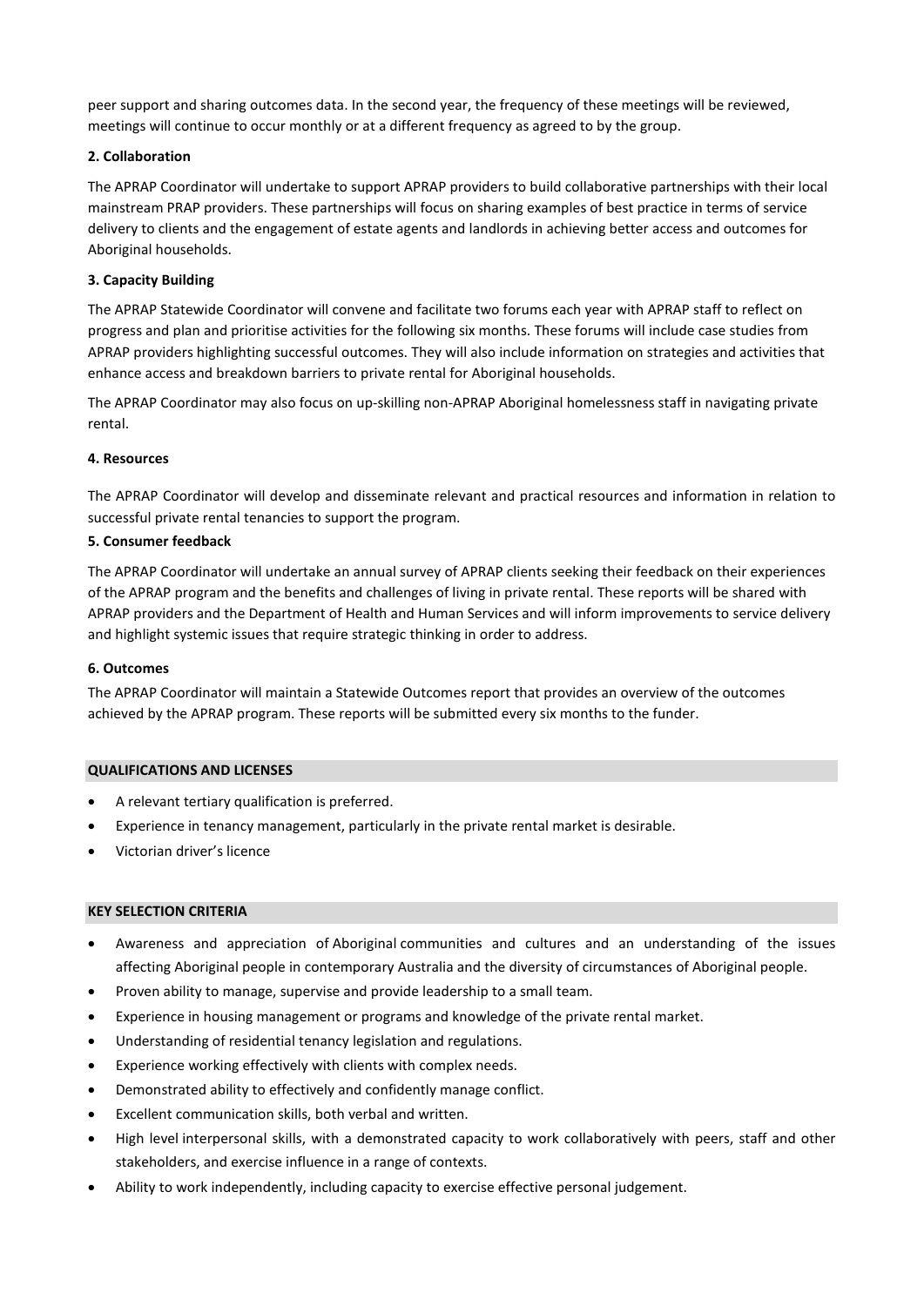peer support and sharing outcomes data. In the second year, the frequency of these meetings will be reviewed, meetings will continue to occur monthly or at a different frequency as agreed to by the group.

**2. Collaboration**

The APRAP Coordinator will undertake to support APRAP providers to build collaborative partnerships with their local mainstream PRAP providers. These partnerships will focus on sharing examples of best practice in terms of service delivery to clients and the engagement of estate agents and landlords in achieving better access and outcomes for Aboriginal households.

**3. Capacity Building**

The APRAP Statewide Coordinator will convene and facilitate two forums each year with APRAP staff to reflect on progress and plan and prioritise activities for the following six months. These forums will include case studies from APRAP providers highlighting successful outcomes. They will also include information on strategies and activities that enhance access and breakdown barriers to private rental for Aboriginal households.

The APRAP Coordinator may also focus on up-skilling non-APRAP Aboriginal homelessness staff in navigating private rental.

**4. Resources**

The APRAP Coordinator will develop and disseminate relevant and practical resources and information in relation to successful private rental tenancies to support the program.

**5. Consumer feedback**

The APRAP Coordinator will undertake an annual survey of APRAP clients seeking their feedback on their experiences of the APRAP program and the benefits and challenges of living in private rental. These reports will be shared with APRAP providers and the Department of Health and Human Services and will inform improvements to service delivery and highlight systemic issues that require strategic thinking in order to address.

**6. Outcomes**

The APRAP Coordinator will maintain a Statewide Outcomes report that provides an overview of the outcomes achieved by the APRAP program. These reports will be submitted every six months to the funder.

## QUALIFICATIONS AND LICENSES

- A relevant tertiary qualification is preferred.
- Experience in tenancy management, particularly in the private rental market is desirable.
- Victorian driver's licence

## KEY SELECTION CRITERIA

- Awareness and appreciation of Aboriginal communities and cultures and an understanding of the issues affecting Aboriginal people in contemporary Australia and the diversity of circumstances of Aboriginal people.
- Proven ability to manage, supervise and provide leadership to a small team.
- Experience in housing management or programs and knowledge of the private rental market.
- Understanding of residential tenancy legislation and regulations.
- Experience working effectively with clients with complex needs.
- Demonstrated ability to effectively and confidently manage conflict.
- Excellent communication skills, both verbal and written.
- High level interpersonal skills, with a demonstrated capacity to work collaboratively with peers, staff and other stakeholders, and exercise influence in a range of contexts.
- Ability to work independently, including capacity to exercise effective personal judgement.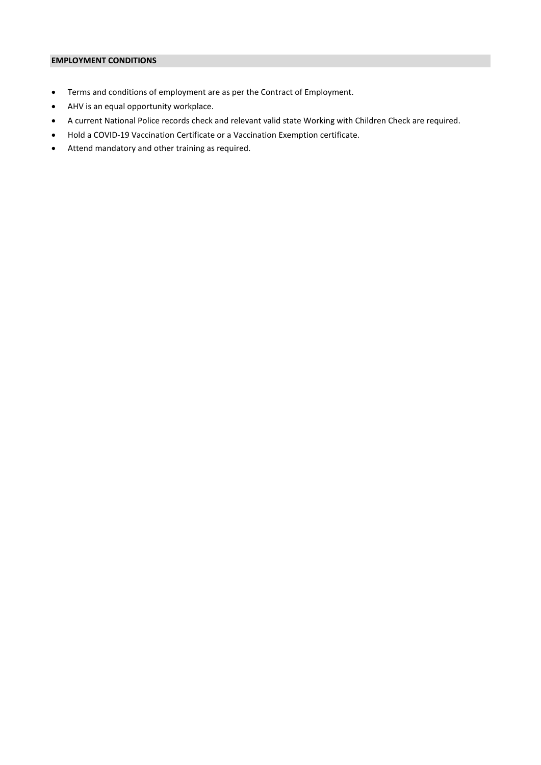## EMPLOYMENT CONDITIONS

- Terms and conditions of employment are as per the Contract of Employment.
- AHV is an equal opportunity workplace.
- A current National Police records check and relevant valid state Working with Children Check are required.
- Hold a COVID-19 Vaccination Certificate or a Vaccination Exemption certificate.
- Attend mandatory and other training as required.